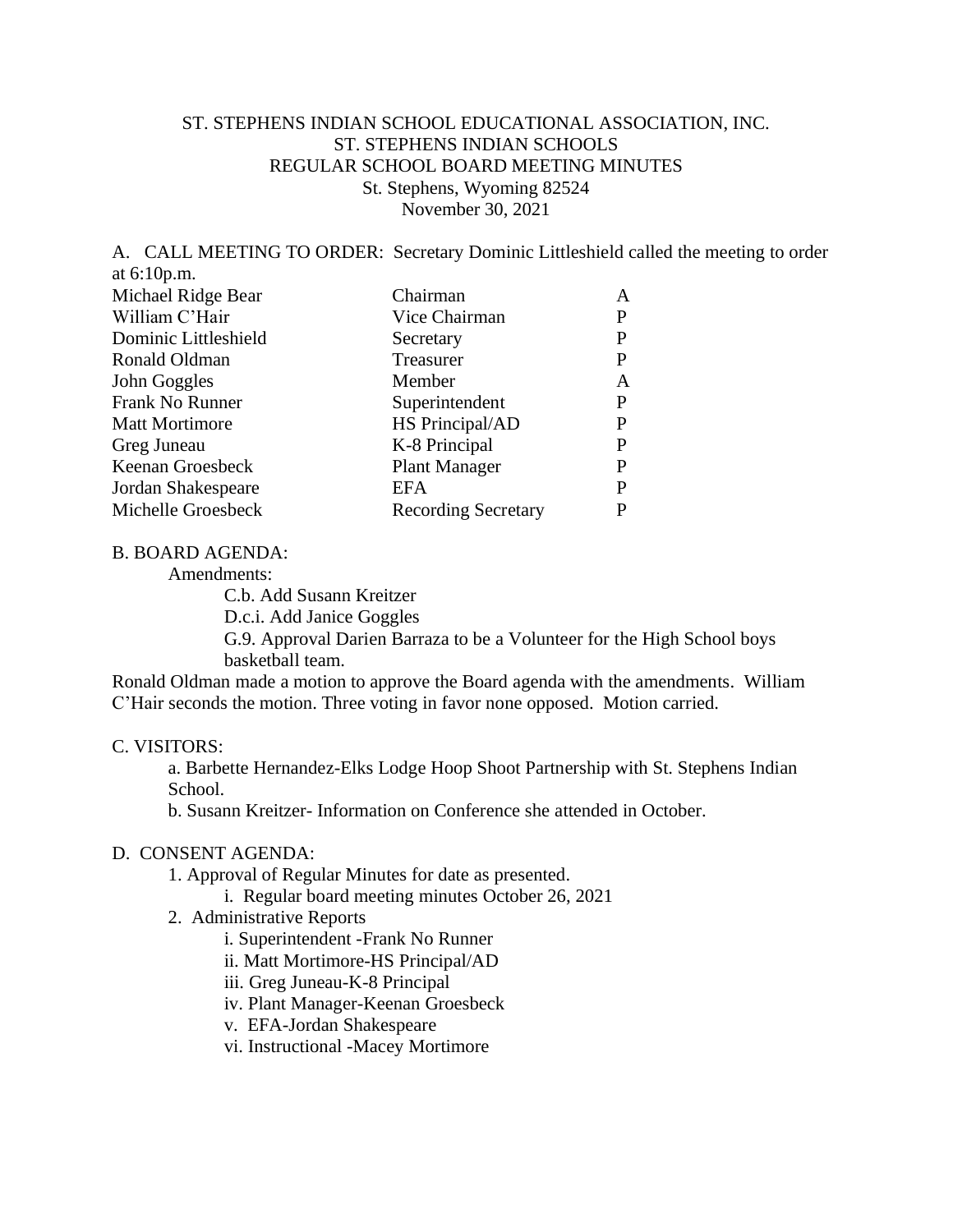ST. STEPHENS INDIAN SCHOOL EDUCATIONAL ASSOCIATION, INC.
ST. STEPHENS INDIAN SCHOOLS
REGULAR SCHOOL BOARD MEETING MINUTES
St. Stephens, Wyoming 82524
November 30, 2021

A. CALL MEETING TO ORDER: Secretary Dominic Littleshield called the meeting to order at 6:10p.m.

| | | |
|---|---|---|
| Michael Ridge Bear | Chairman | A |
| William C'Hair | Vice Chairman | P |
| Dominic Littleshield | Secretary | P |
| Ronald Oldman | Treasurer | P |
| John Goggles | Member | A |
| Frank No Runner | Superintendent | P |
| Matt Mortimore | HS Principal/AD | P |
| Greg Juneau | K-8 Principal | P |
| Keenan Groesbeck | Plant Manager | P |
| Jordan Shakespeare | EFA | P |
| Michelle Groesbeck | Recording Secretary | P |

B. BOARD AGENDA:

Amendments:

C.b. Add Susann Kreitzer

D.c.i. Add Janice Goggles

G.9. Approval Darien Barraza to be a Volunteer for the High School boys basketball team.

Ronald Oldman made a motion to approve the Board agenda with the amendments. William C'Hair seconds the motion. Three voting in favor none opposed. Motion carried.

C. VISITORS:

a. Barbette Hernandez-Elks Lodge Hoop Shoot Partnership with St. Stephens Indian School.

b. Susann Kreitzer- Information on Conference she attended in October.

D. CONSENT AGENDA:

1. Approval of Regular Minutes for date as presented.
   - i. Regular board meeting minutes October 26, 2021
2. Administrative Reports
   - i. Superintendent -Frank No Runner
   - ii. Matt Mortimore-HS Principal/AD
   - iii. Greg Juneau-K-8 Principal
   - iv. Plant Manager-Keenan Groesbeck
   - v. EFA-Jordan Shakespeare
   - vi. Instructional -Macey Mortimore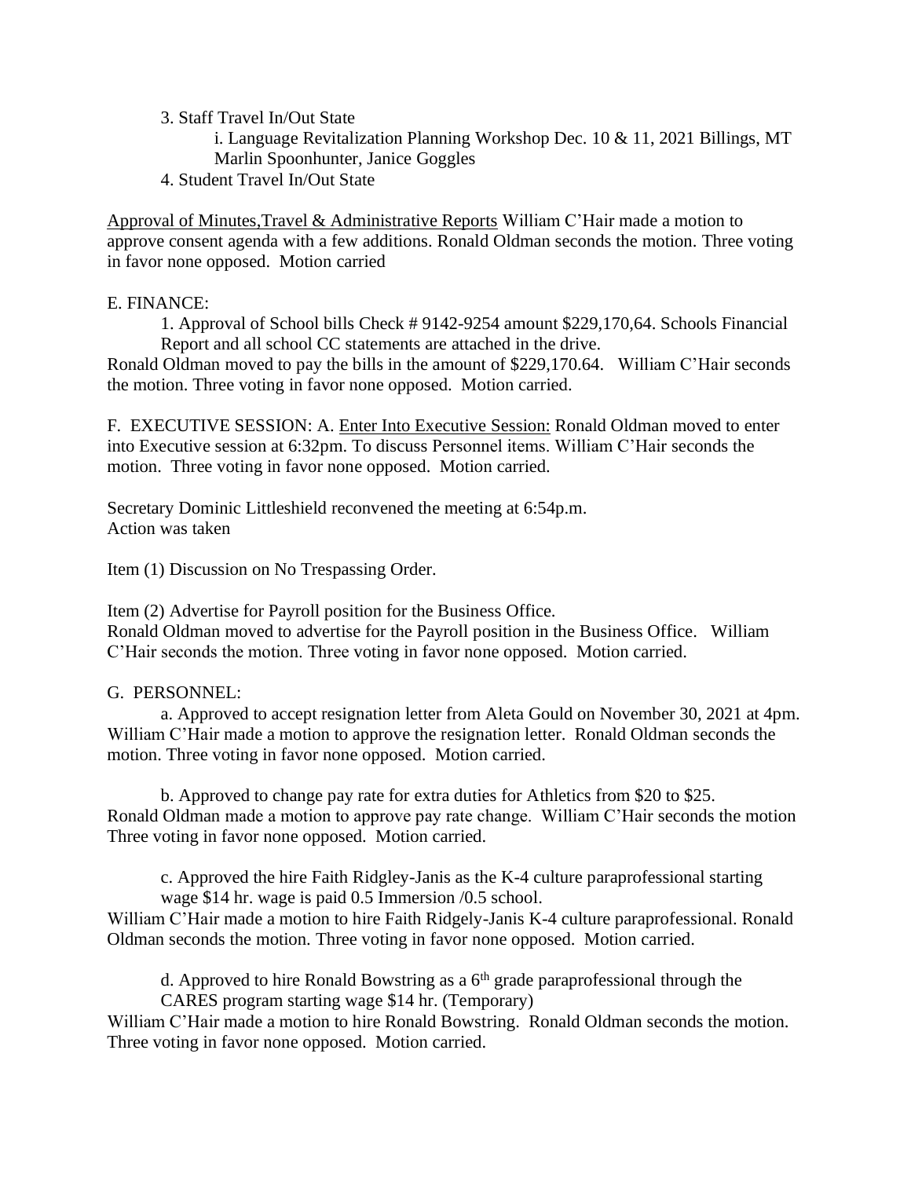3. Staff Travel In/Out State
    i. Language Revitalization Planning Workshop Dec. 10 & 11, 2021 Billings, MT Marlin Spoonhunter, Janice Goggles
4. Student Travel In/Out State

Approval of Minutes,Travel & Administrative Reports William C'Hair made a motion to approve consent agenda with a few additions. Ronald Oldman seconds the motion. Three voting in favor none opposed. Motion carried

E. FINANCE:

1. Approval of School bills Check # 9142-9254 amount $229,170,64. Schools Financial Report and all school CC statements are attached in the drive.

Ronald Oldman moved to pay the bills in the amount of $229,170.64. William C'Hair seconds the motion. Three voting in favor none opposed. Motion carried.

F. EXECUTIVE SESSION: A. Enter Into Executive Session: Ronald Oldman moved to enter into Executive session at 6:32pm. To discuss Personnel items. William C'Hair seconds the motion. Three voting in favor none opposed. Motion carried.

Secretary Dominic Littleshield reconvened the meeting at 6:54p.m.
Action was taken

Item (1) Discussion on No Trespassing Order.

Item (2) Advertise for Payroll position for the Business Office.
Ronald Oldman moved to advertise for the Payroll position in the Business Office. William C'Hair seconds the motion. Three voting in favor none opposed. Motion carried.

G. PERSONNEL:

a. Approved to accept resignation letter from Aleta Gould on November 30, 2021 at 4pm. William C'Hair made a motion to approve the resignation letter. Ronald Oldman seconds the motion. Three voting in favor none opposed. Motion carried.

b. Approved to change pay rate for extra duties for Athletics from $20 to $25. Ronald Oldman made a motion to approve pay rate change. William C'Hair seconds the motion Three voting in favor none opposed. Motion carried.

c. Approved the hire Faith Ridgley-Janis as the K-4 culture paraprofessional starting wage $14 hr. wage is paid 0.5 Immersion /0.5 school.

William C'Hair made a motion to hire Faith Ridgely-Janis K-4 culture paraprofessional. Ronald Oldman seconds the motion. Three voting in favor none opposed. Motion carried.

d. Approved to hire Ronald Bowstring as a 6th grade paraprofessional through the CARES program starting wage $14 hr. (Temporary)

William C'Hair made a motion to hire Ronald Bowstring. Ronald Oldman seconds the motion. Three voting in favor none opposed. Motion carried.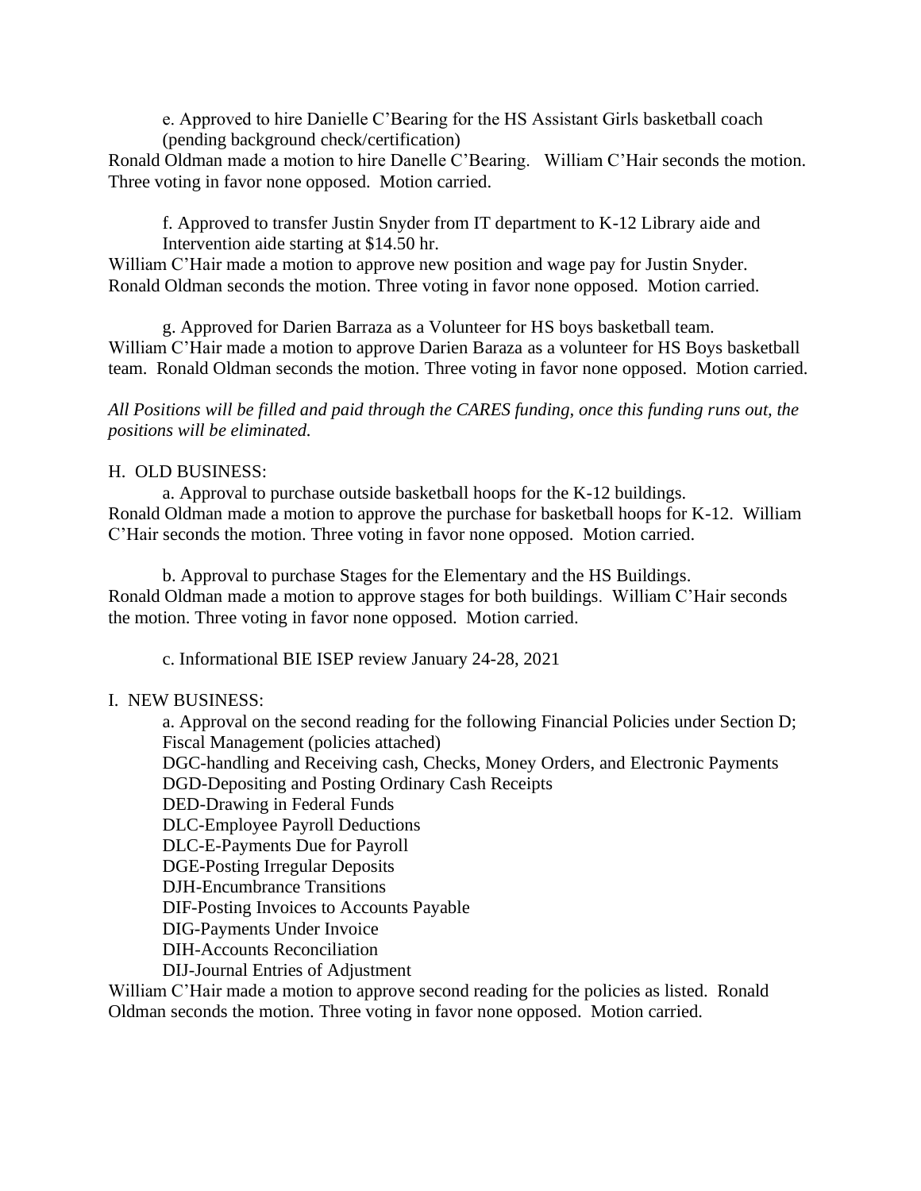e. Approved to hire Danielle C'Bearing for the HS Assistant Girls basketball coach (pending background check/certification)

Ronald Oldman made a motion to hire Danelle C'Bearing. William C'Hair seconds the motion. Three voting in favor none opposed. Motion carried.

f. Approved to transfer Justin Snyder from IT department to K-12 Library aide and Intervention aide starting at $14.50 hr.

William C'Hair made a motion to approve new position and wage pay for Justin Snyder. Ronald Oldman seconds the motion. Three voting in favor none opposed. Motion carried.

g. Approved for Darien Barraza as a Volunteer for HS boys basketball team.

William C'Hair made a motion to approve Darien Baraza as a volunteer for HS Boys basketball team. Ronald Oldman seconds the motion. Three voting in favor none opposed. Motion carried.

*All Positions will be filled and paid through the CARES funding, once this funding runs out, the positions will be eliminated.*

H. OLD BUSINESS:

a. Approval to purchase outside basketball hoops for the K-12 buildings.

Ronald Oldman made a motion to approve the purchase for basketball hoops for K-12. William C'Hair seconds the motion. Three voting in favor none opposed. Motion carried.

b. Approval to purchase Stages for the Elementary and the HS Buildings.

Ronald Oldman made a motion to approve stages for both buildings. William C'Hair seconds the motion. Three voting in favor none opposed. Motion carried.

c. Informational BIE ISEP review January 24-28, 2021

I. NEW BUSINESS:

a. Approval on the second reading for the following Financial Policies under Section D; Fiscal Management (policies attached)

DGC-handling and Receiving cash, Checks, Money Orders, and Electronic Payments
DGD-Depositing and Posting Ordinary Cash Receipts
DED-Drawing in Federal Funds
DLC-Employee Payroll Deductions
DLC-E-Payments Due for Payroll
DGE-Posting Irregular Deposits
DJH-Encumbrance Transitions
DIF-Posting Invoices to Accounts Payable
DIG-Payments Under Invoice
DIH-Accounts Reconciliation
DIJ-Journal Entries of Adjustment

William C'Hair made a motion to approve second reading for the policies as listed. Ronald Oldman seconds the motion. Three voting in favor none opposed. Motion carried.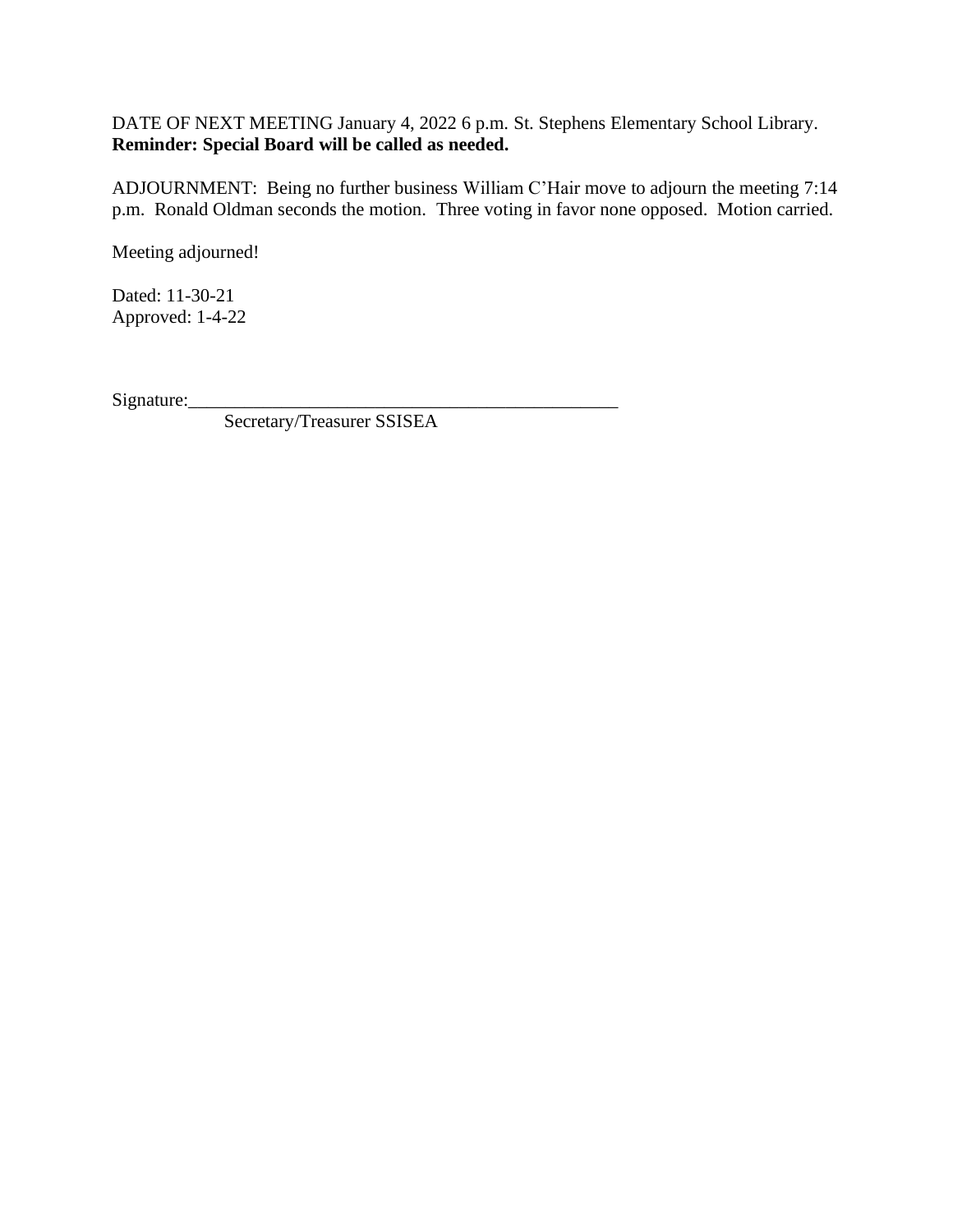DATE OF NEXT MEETING January 4, 2022 6 p.m. St. Stephens Elementary School Library.
**Reminder: Special Board will be called as needed.**

ADJOURNMENT: Being no further business William C'Hair move to adjourn the meeting 7:14 p.m. Ronald Oldman seconds the motion. Three voting in favor none opposed. Motion carried.

Meeting adjourned!

Dated: 11-30-21
Approved: 1-4-22

Signature:_______________________________________________
Secretary/Treasurer SSISEA